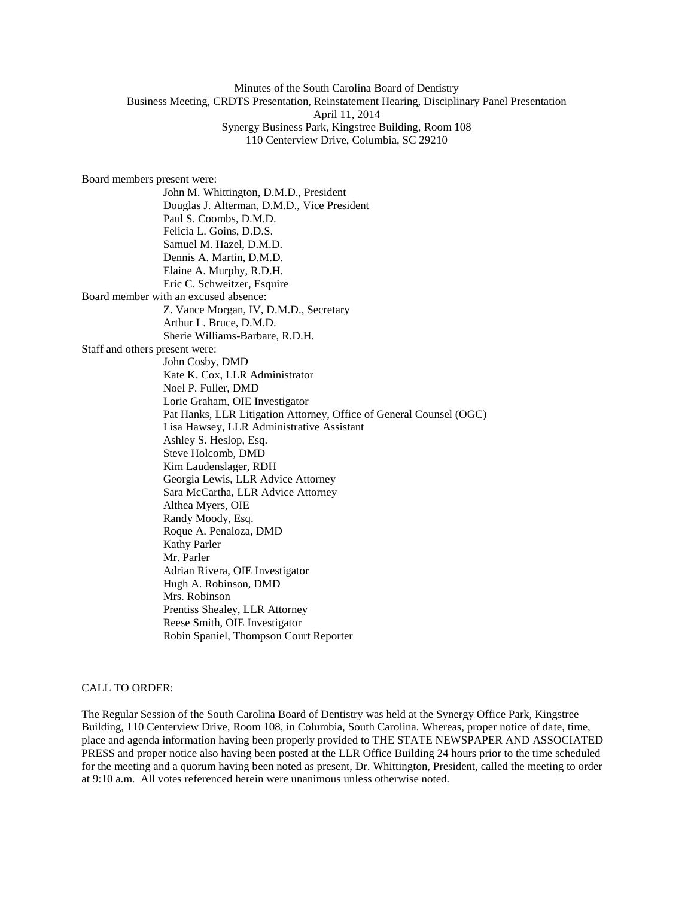Minutes of the South Carolina Board of Dentistry
Business Meeting, CRDTS Presentation, Reinstatement Hearing, Disciplinary Panel Presentation
April 11, 2014
Synergy Business Park, Kingstree Building, Room 108
110 Centerview Drive, Columbia, SC 29210

Board members present were:

- John M. Whittington, D.M.D., President
- Douglas J. Alterman, D.M.D., Vice President
- Paul S. Coombs, D.M.D.
- Felicia L. Goins, D.D.S.
- Samuel M. Hazel, D.M.D.
- Dennis A. Martin, D.M.D.
- Elaine A. Murphy, R.D.H.
- Eric C. Schweitzer, Esquire

Board member with an excused absence:

- Z. Vance Morgan, IV, D.M.D., Secretary
- Arthur L. Bruce, D.M.D.
- Sherie Williams-Barbare, R.D.H.

Staff and others present were:

- John Cosby, DMD
- Kate K. Cox, LLR Administrator
- Noel P. Fuller, DMD
- Lorie Graham, OIE Investigator
- Pat Hanks, LLR Litigation Attorney, Office of General Counsel (OGC)
- Lisa Hawsey, LLR Administrative Assistant
- Ashley S. Heslop, Esq.
- Steve Holcomb, DMD
- Kim Laudenslager, RDH
- Georgia Lewis, LLR Advice Attorney
- Sara McCartha, LLR Advice Attorney
- Althea Myers, OIE
- Randy Moody, Esq.
- Roque A. Penaloza, DMD
- Kathy Parler
- Mr. Parler
- Adrian Rivera, OIE Investigator
- Hugh A. Robinson, DMD
- Mrs. Robinson
- Prentiss Shealey, LLR Attorney
- Reese Smith, OIE Investigator
- Robin Spaniel, Thompson Court Reporter

CALL TO ORDER:

The Regular Session of the South Carolina Board of Dentistry was held at the Synergy Office Park, Kingstree Building, 110 Centerview Drive, Room 108, in Columbia, South Carolina. Whereas, proper notice of date, time, place and agenda information having been properly provided to THE STATE NEWSPAPER AND ASSOCIATED PRESS and proper notice also having been posted at the LLR Office Building 24 hours prior to the time scheduled for the meeting and a quorum having been noted as present, Dr. Whittington, President, called the meeting to order at 9:10 a.m. All votes referenced herein were unanimous unless otherwise noted.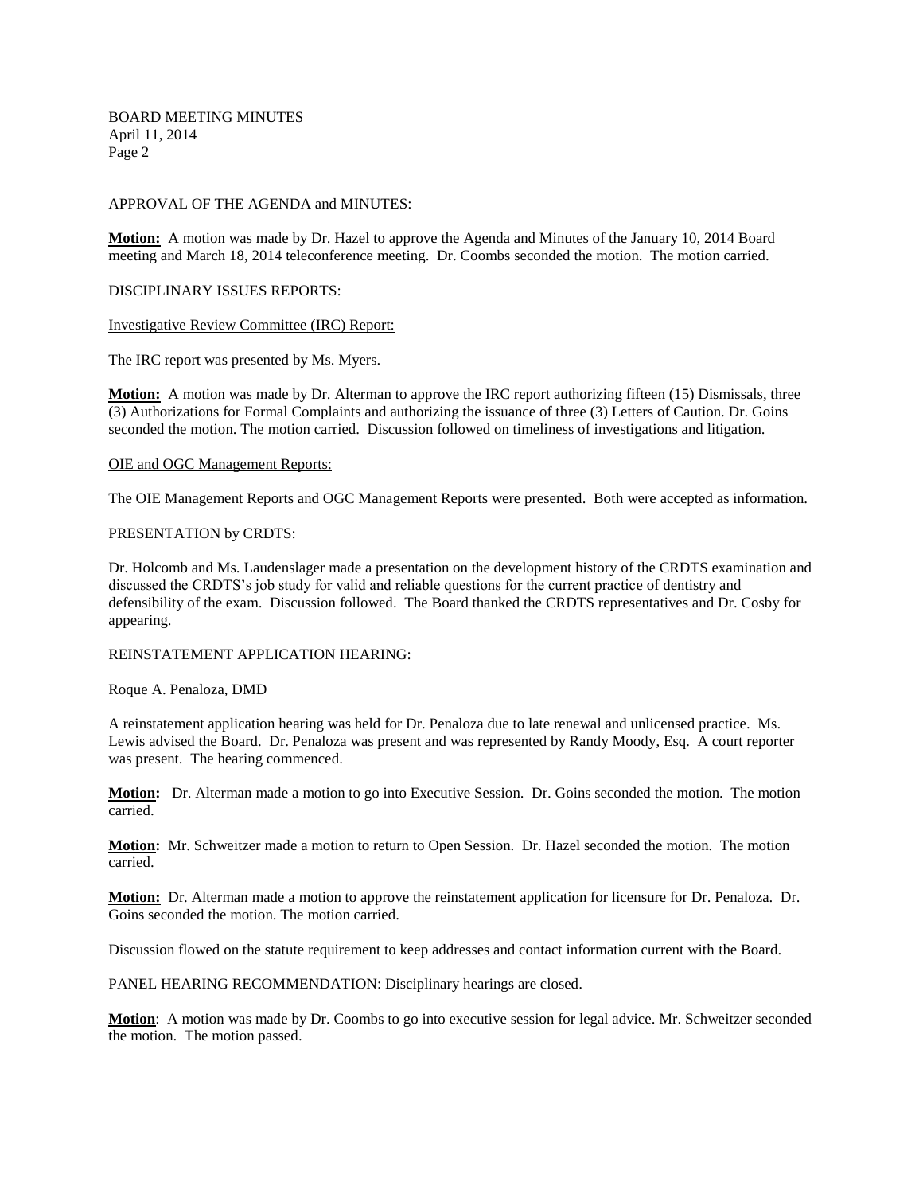APPROVAL OF THE AGENDA and MINUTES:

**Motion:** A motion was made by Dr. Hazel to approve the Agenda and Minutes of the January 10, 2014 Board meeting and March 18, 2014 teleconference meeting. Dr. Coombs seconded the motion. The motion carried.

DISCIPLINARY ISSUES REPORTS:

Investigative Review Committee (IRC) Report:

The IRC report was presented by Ms. Myers.

**Motion:** A motion was made by Dr. Alterman to approve the IRC report authorizing fifteen (15) Dismissals, three (3) Authorizations for Formal Complaints and authorizing the issuance of three (3) Letters of Caution. Dr. Goins seconded the motion. The motion carried. Discussion followed on timeliness of investigations and litigation.

OIE and OGC Management Reports:

The OIE Management Reports and OGC Management Reports were presented. Both were accepted as information.

PRESENTATION by CRDTS:

Dr. Holcomb and Ms. Laudenslager made a presentation on the development history of the CRDTS examination and discussed the CRDTS's job study for valid and reliable questions for the current practice of dentistry and defensibility of the exam. Discussion followed. The Board thanked the CRDTS representatives and Dr. Cosby for appearing.

REINSTATEMENT APPLICATION HEARING:

Roque A. Penaloza, DMD

A reinstatement application hearing was held for Dr. Penaloza due to late renewal and unlicensed practice. Ms. Lewis advised the Board. Dr. Penaloza was present and was represented by Randy Moody, Esq. A court reporter was present. The hearing commenced.

**Motion:** Dr. Alterman made a motion to go into Executive Session. Dr. Goins seconded the motion. The motion carried.

**Motion:** Mr. Schweitzer made a motion to return to Open Session. Dr. Hazel seconded the motion. The motion carried.

**Motion:** Dr. Alterman made a motion to approve the reinstatement application for licensure for Dr. Penaloza. Dr. Goins seconded the motion. The motion carried.

Discussion flowed on the statute requirement to keep addresses and contact information current with the Board.

PANEL HEARING RECOMMENDATION: Disciplinary hearings are closed.

**Motion**: A motion was made by Dr. Coombs to go into executive session for legal advice. Mr. Schweitzer seconded the motion. The motion passed.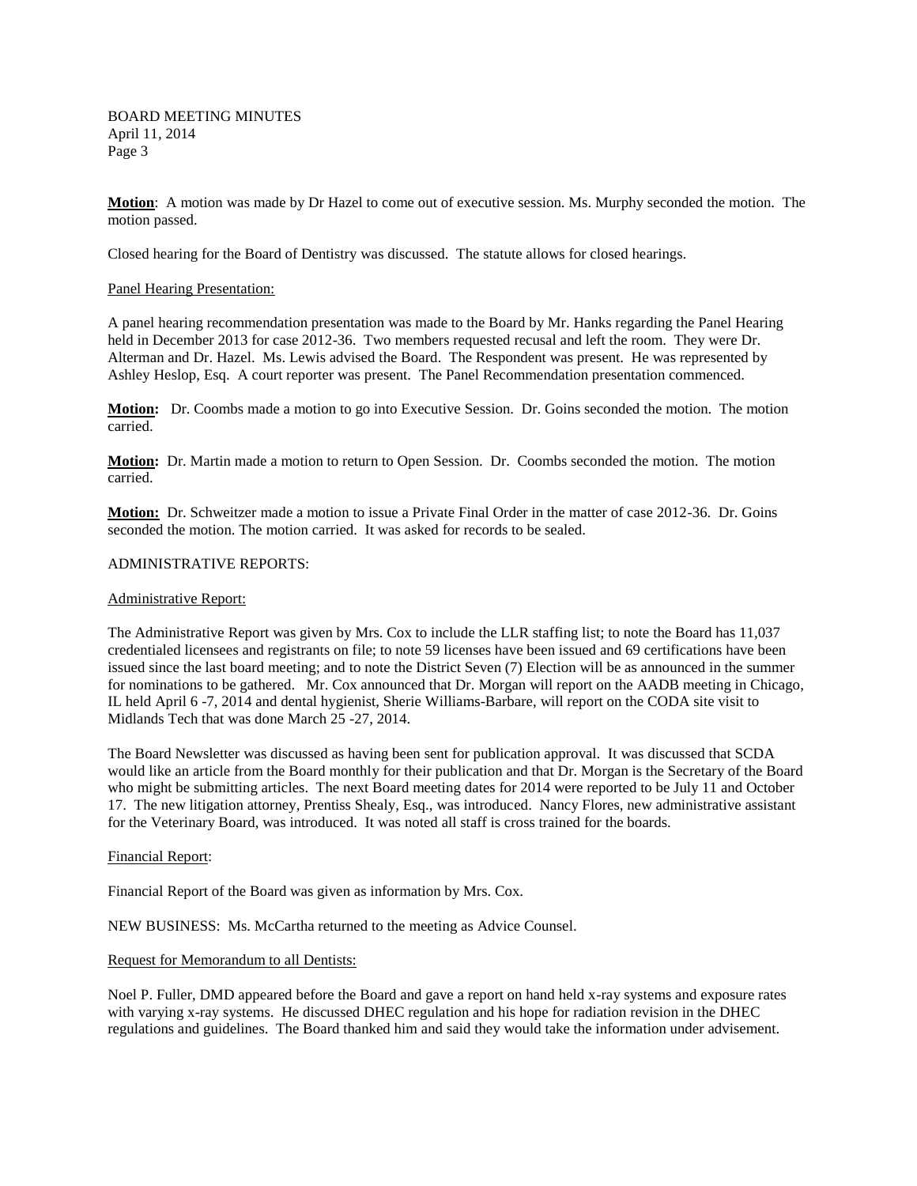**Motion**: A motion was made by Dr Hazel to come out of executive session. Ms. Murphy seconded the motion. The motion passed.

Closed hearing for the Board of Dentistry was discussed. The statute allows for closed hearings.

Panel Hearing Presentation:

A panel hearing recommendation presentation was made to the Board by Mr. Hanks regarding the Panel Hearing held in December 2013 for case 2012-36. Two members requested recusal and left the room. They were Dr. Alterman and Dr. Hazel. Ms. Lewis advised the Board. The Respondent was present. He was represented by Ashley Heslop, Esq. A court reporter was present. The Panel Recommendation presentation commenced.

**Motion:** Dr. Coombs made a motion to go into Executive Session. Dr. Goins seconded the motion. The motion carried.

**Motion:** Dr. Martin made a motion to return to Open Session. Dr. Coombs seconded the motion. The motion carried.

**Motion:** Dr. Schweitzer made a motion to issue a Private Final Order in the matter of case 2012-36. Dr. Goins seconded the motion. The motion carried. It was asked for records to be sealed.

ADMINISTRATIVE REPORTS:

Administrative Report:

The Administrative Report was given by Mrs. Cox to include the LLR staffing list; to note the Board has 11,037 credentialed licensees and registrants on file; to note 59 licenses have been issued and 69 certifications have been issued since the last board meeting; and to note the District Seven (7) Election will be as announced in the summer for nominations to be gathered. Mr. Cox announced that Dr. Morgan will report on the AADB meeting in Chicago, IL held April 6 -7, 2014 and dental hygienist, Sherie Williams-Barbare, will report on the CODA site visit to Midlands Tech that was done March 25 -27, 2014.

The Board Newsletter was discussed as having been sent for publication approval. It was discussed that SCDA would like an article from the Board monthly for their publication and that Dr. Morgan is the Secretary of the Board who might be submitting articles. The next Board meeting dates for 2014 were reported to be July 11 and October 17. The new litigation attorney, Prentiss Shealy, Esq., was introduced. Nancy Flores, new administrative assistant for the Veterinary Board, was introduced. It was noted all staff is cross trained for the boards.

Financial Report:

Financial Report of the Board was given as information by Mrs. Cox.

NEW BUSINESS: Ms. McCartha returned to the meeting as Advice Counsel.

Request for Memorandum to all Dentists:

Noel P. Fuller, DMD appeared before the Board and gave a report on hand held x-ray systems and exposure rates with varying x-ray systems. He discussed DHEC regulation and his hope for radiation revision in the DHEC regulations and guidelines. The Board thanked him and said they would take the information under advisement.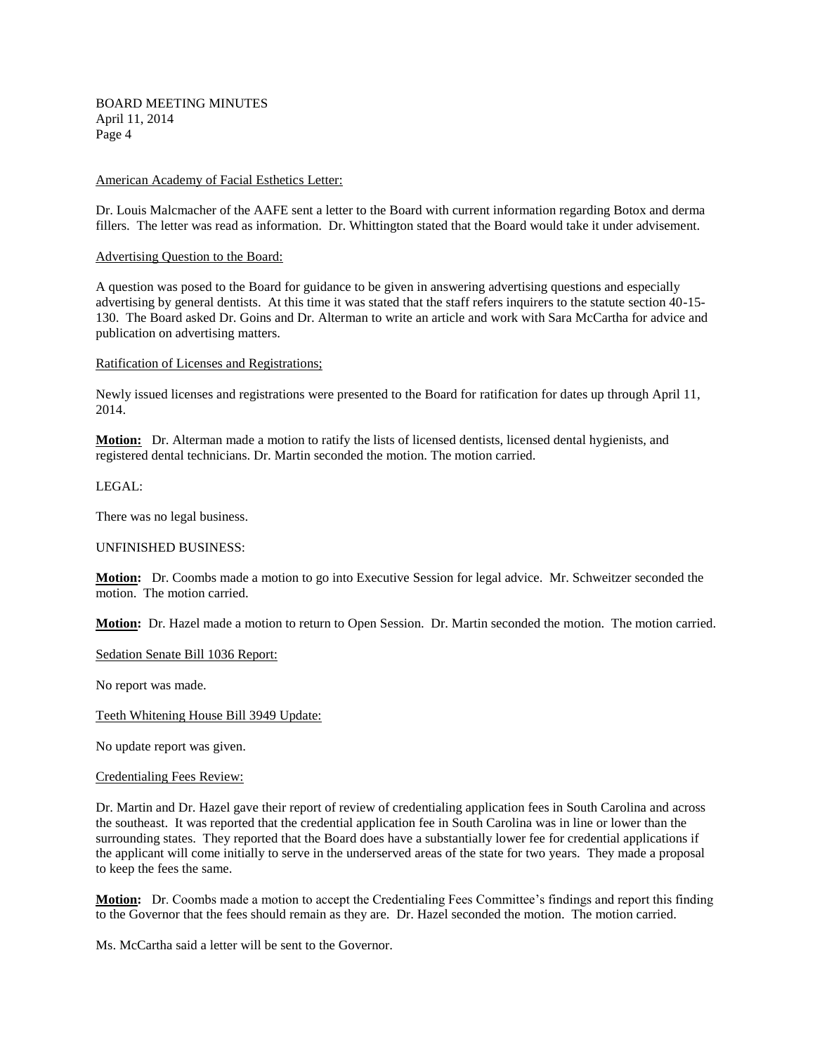American Academy of Facial Esthetics Letter:

Dr. Louis Malcmacher of the AAFE sent a letter to the Board with current information regarding Botox and derma fillers. The letter was read as information. Dr. Whittington stated that the Board would take it under advisement.

Advertising Question to the Board:

A question was posed to the Board for guidance to be given in answering advertising questions and especially advertising by general dentists. At this time it was stated that the staff refers inquirers to the statute section 40-15-130. The Board asked Dr. Goins and Dr. Alterman to write an article and work with Sara McCartha for advice and publication on advertising matters.

Ratification of Licenses and Registrations;

Newly issued licenses and registrations were presented to the Board for ratification for dates up through April 11, 2014.

**Motion:** Dr. Alterman made a motion to ratify the lists of licensed dentists, licensed dental hygienists, and registered dental technicians. Dr. Martin seconded the motion. The motion carried.

LEGAL:

There was no legal business.

UNFINISHED BUSINESS:

**Motion:** Dr. Coombs made a motion to go into Executive Session for legal advice. Mr. Schweitzer seconded the motion. The motion carried.

**Motion:** Dr. Hazel made a motion to return to Open Session. Dr. Martin seconded the motion. The motion carried.

Sedation Senate Bill 1036 Report:

No report was made.

Teeth Whitening House Bill 3949 Update:

No update report was given.

Credentialing Fees Review:

Dr. Martin and Dr. Hazel gave their report of review of credentialing application fees in South Carolina and across the southeast. It was reported that the credential application fee in South Carolina was in line or lower than the surrounding states. They reported that the Board does have a substantially lower fee for credential applications if the applicant will come initially to serve in the underserved areas of the state for two years. They made a proposal to keep the fees the same.

**Motion:** Dr. Coombs made a motion to accept the Credentialing Fees Committee's findings and report this finding to the Governor that the fees should remain as they are. Dr. Hazel seconded the motion. The motion carried.

Ms. McCartha said a letter will be sent to the Governor.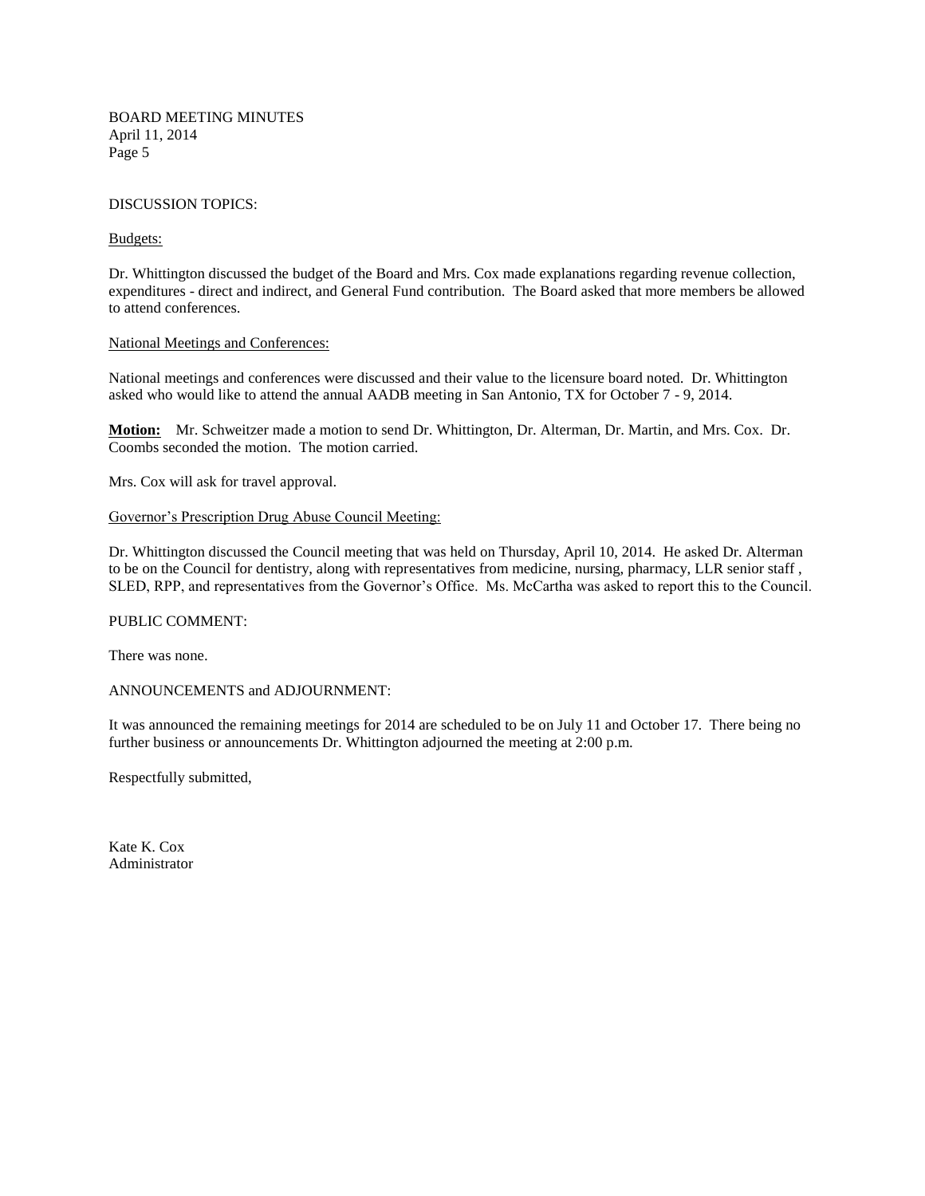DISCUSSION TOPICS:

Budgets:

Dr. Whittington discussed the budget of the Board and Mrs. Cox made explanations regarding revenue collection, expenditures - direct and indirect, and General Fund contribution. The Board asked that more members be allowed to attend conferences.

National Meetings and Conferences:

National meetings and conferences were discussed and their value to the licensure board noted. Dr. Whittington asked who would like to attend the annual AADB meeting in San Antonio, TX for October 7 - 9, 2014.

**Motion:** Mr. Schweitzer made a motion to send Dr. Whittington, Dr. Alterman, Dr. Martin, and Mrs. Cox. Dr. Coombs seconded the motion. The motion carried.

Mrs. Cox will ask for travel approval.

Governor's Prescription Drug Abuse Council Meeting:

Dr. Whittington discussed the Council meeting that was held on Thursday, April 10, 2014. He asked Dr. Alterman to be on the Council for dentistry, along with representatives from medicine, nursing, pharmacy, LLR senior staff , SLED, RPP, and representatives from the Governor's Office. Ms. McCartha was asked to report this to the Council.

PUBLIC COMMENT:

There was none.

ANNOUNCEMENTS and ADJOURNMENT:

It was announced the remaining meetings for 2014 are scheduled to be on July 11 and October 17. There being no further business or announcements Dr. Whittington adjourned the meeting at 2:00 p.m.

Respectfully submitted,

Kate K. Cox
Administrator